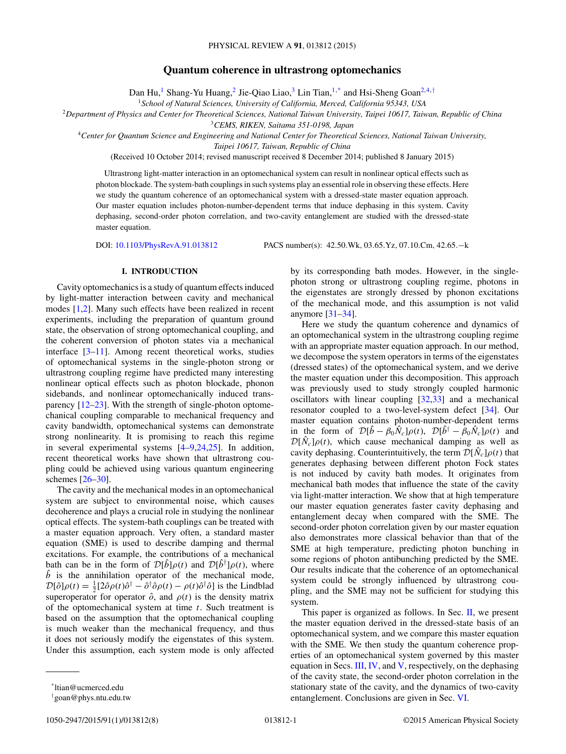# Quantum coherence in ultrastrong optomechanics

Dan Hu,[1] Shang-Yu Huang,[2] Jie-Qiao Liao,[3] Lin Tian,[1,*] and Hsi-Sheng Goan[2,4,†]

[1]*School of Natural Sciences, University of California, Merced, California 95343, USA*

[2]*Department of Physics and Center for Theoretical Sciences, National Taiwan University, Taipei 10617, Taiwan, Republic of China*

[3]*CEMS, RIKEN, Saitama 351-0198, Japan*

[4]*Center for Quantum Science and Engineering and National Center for Theoretical Sciences, National Taiwan University, Taipei 10617, Taiwan, Republic of China*

(Received 10 October 2014; revised manuscript received 8 December 2014; published 8 January 2015)

Ultrastrong light-matter interaction in an optomechanical system can result in nonlinear optical effects such as photon blockade. The system-bath couplings in such systems play an essential role in observing these effects. Here we study the quantum coherence of an optomechanical system with a dressed-state master equation approach. Our master equation includes photon-number-dependent terms that induce dephasing in this system. Cavity dephasing, second-order photon correlation, and two-cavity entanglement are studied with the dressed-state master equation.

DOI: 10.1103/PhysRevA.91.013812 PACS number(s): 42.50.Wk, 03.65.Yz, 07.10.Cm, 42.65.−k

## I. INTRODUCTION

Cavity optomechanics is a study of quantum effects induced by light-matter interaction between cavity and mechanical modes [1,2]. Many such effects have been realized in recent experiments, including the preparation of quantum ground state, the observation of strong optomechanical coupling, and the coherent conversion of photon states via a mechanical interface [3–11]. Among recent theoretical works, studies of optomechanical systems in the single-photon strong or ultrastrong coupling regime have predicted many interesting nonlinear optical effects such as photon blockade, phonon sidebands, and nonlinear optomechanically induced transparency [12–23]. With the strength of single-photon optomechanical coupling comparable to mechanical frequency and cavity bandwidth, optomechanical systems can demonstrate strong nonlinearity. It is promising to reach this regime in several experimental systems [4–9,24,25]. In addition, recent theoretical works have shown that ultrastrong coupling could be achieved using various quantum engineering schemes [26–30].

The cavity and the mechanical modes in an optomechanical system are subject to environmental noise, which causes decoherence and plays a crucial role in studying the nonlinear optical effects. The system-bath couplings can be treated with a master equation approach. Very often, a standard master equation (SME) is used to describe damping and thermal excitations. For example, the contributions of a mechanical bath can be in the form of $\mathcal{D}[\hat{b}]\rho(t)$ and $\mathcal{D}[\hat{b}^\dagger]\rho(t)$, where $\hat{b}$ is the annihilation operator of the mechanical mode, $\mathcal{D}[\hat{o}]\rho(t) = \frac{1}{2}[2\hat{o}\rho(t)\hat{o}^\dagger - \hat{o}^\dagger\hat{o}\rho(t) - \rho(t)\hat{o}^\dagger\hat{o}]$ is the Lindblad superoperator for operator $\hat{o}$, and $\rho(t)$ is the density matrix of the optomechanical system at time $t$. Such treatment is based on the assumption that the optomechanical coupling is much weaker than the mechanical frequency, and thus it does not seriously modify the eigenstates of this system. Under this assumption, each system mode is only affected by its corresponding bath modes. However, in the single-photon strong or ultrastrong coupling regime, photons in the eigenstates are strongly dressed by phonon excitations of the mechanical mode, and this assumption is not valid anymore [31–34].

Here we study the quantum coherence and dynamics of an optomechanical system in the ultrastrong coupling regime with an appropriate master equation approach. In our method, we decompose the system operators in terms of the eigenstates (dressed states) of the optomechanical system, and we derive the master equation under this decomposition. This approach was previously used to study strongly coupled harmonic oscillators with linear coupling [32,33] and a mechanical resonator coupled to a two-level-system defect [34]. Our master equation contains photon-number-dependent terms in the form of $\mathcal{D}[\hat{b} - \beta_0\hat{N}_c]\rho(t)$, $\mathcal{D}[\hat{b}^\dagger - \beta_0\hat{N}_c]\rho(t)$ and $\mathcal{D}[\hat{N}_c]\rho(t)$, which cause mechanical damping as well as cavity dephasing. Counterintuitively, the term $\mathcal{D}[\hat{N}_c]\rho(t)$ that generates dephasing between different photon Fock states is not induced by cavity bath modes. It originates from mechanical bath modes that influence the state of the cavity via light-matter interaction. We show that at high temperature our master equation generates faster cavity dephasing and entanglement decay when compared with the SME. The second-order photon correlation given by our master equation also demonstrates more classical behavior than that of the SME at high temperature, predicting photon bunching in some regions of photon antibunching predicted by the SME. Our results indicate that the coherence of an optomechanical system could be strongly influenced by ultrastrong coupling, and the SME may not be sufficient for studying this system.

This paper is organized as follows. In Sec. II, we present the master equation derived in the dressed-state basis of an optomechanical system, and we compare this master equation with the SME. We then study the quantum coherence properties of an optomechanical system governed by this master equation in Secs. III, IV, and V, respectively, on the dephasing of the cavity state, the second-order photon correlation in the stationary state of the cavity, and the dynamics of two-cavity entanglement. Conclusions are given in Sec. VI.

---

*ltian@ucmerced.edu

†goan@phys.ntu.edu.tw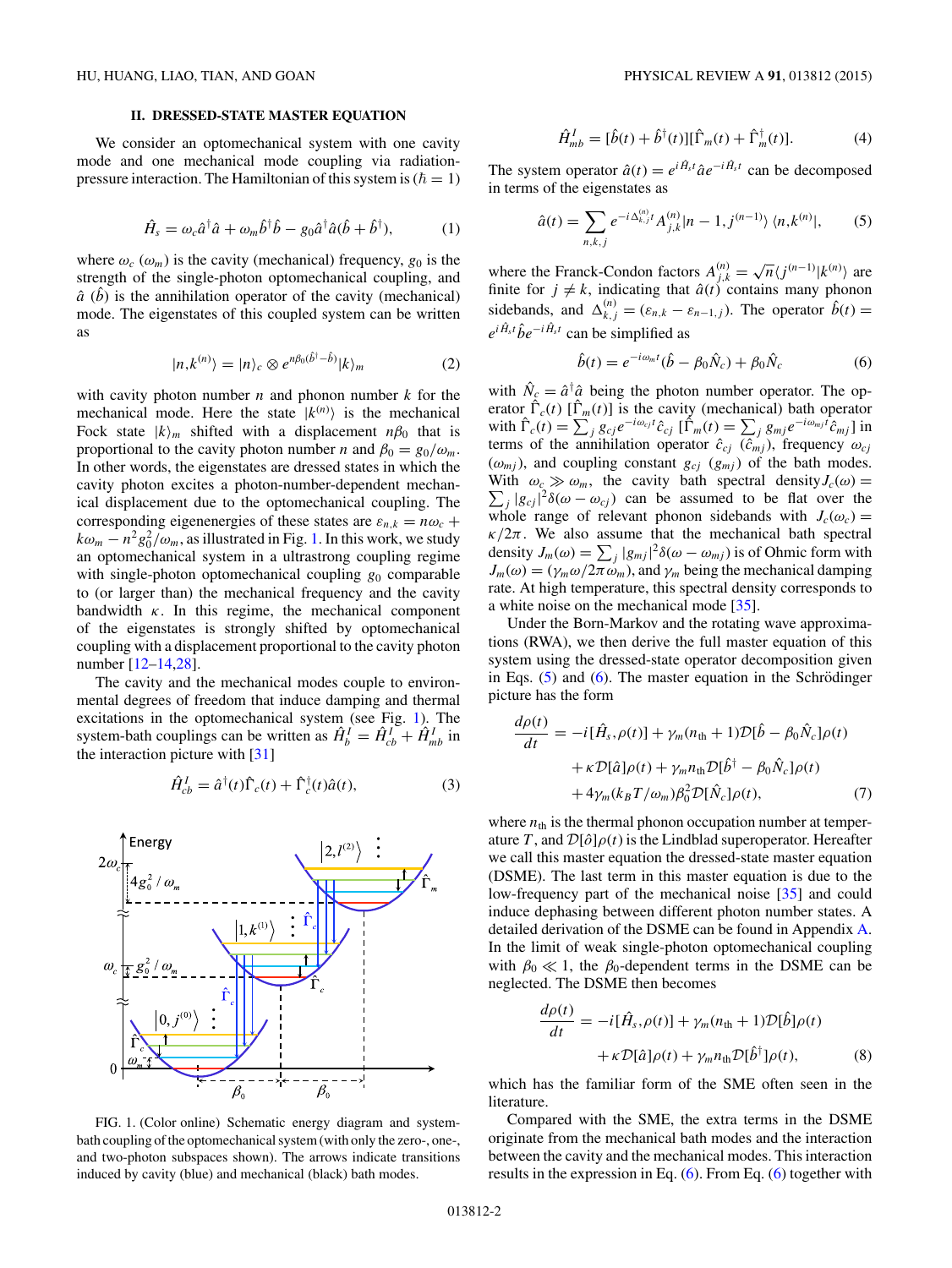## II. DRESSED-STATE MASTER EQUATION

We consider an optomechanical system with one cavity mode and one mechanical mode coupling via radiation-pressure interaction. The Hamiltonian of this system is ($\hbar = 1$)

$$\hat{H}_s = \omega_c \hat{a}^\dagger \hat{a} + \omega_m \hat{b}^\dagger \hat{b} - g_0 \hat{a}^\dagger \hat{a}(\hat{b} + \hat{b}^\dagger), \tag{1}$$

where $\omega_c$ ($\omega_m$) is the cavity (mechanical) frequency, $g_0$ is the strength of the single-photon optomechanical coupling, and $\hat{a}$ ($\hat{b}$) is the annihilation operator of the cavity (mechanical) mode. The eigenstates of this coupled system can be written as

$$|n,k^{(n)}\rangle = |n\rangle_c \otimes e^{n\beta_0(\hat{b}^\dagger - \hat{b})}|k\rangle_m \tag{2}$$

with cavity photon number $n$ and phonon number $k$ for the mechanical mode. Here the state $|k^{(n)}\rangle$ is the mechanical Fock state $|k\rangle_m$ shifted with a displacement $n\beta_0$ that is proportional to the cavity photon number $n$ and $\beta_0 = g_0/\omega_m$. In other words, the eigenstates are dressed states in which the cavity photon excites a photon-number-dependent mechanical displacement due to the optomechanical coupling. The corresponding eigenenergies of these states are $\varepsilon_{n,k} = n\omega_c + k\omega_m - n^2 g_0^2/\omega_m$, as illustrated in Fig. 1. In this work, we study an optomechanical system in a ultrastrong coupling regime with single-photon optomechanical coupling $g_0$ comparable to (or larger than) the mechanical frequency and the cavity bandwidth $\kappa$. In this regime, the mechanical component of the eigenstates is strongly shifted by optomechanical coupling with a displacement proportional to the cavity photon number [12–14,28].

The cavity and the mechanical modes couple to environmental degrees of freedom that induce damping and thermal excitations in the optomechanical system (see Fig. 1). The system-bath couplings can be written as $\hat{H}_b^I = \hat{H}_{cb}^I + \hat{H}_{mb}^I$ in the interaction picture with [31]

$$\hat{H}_{cb}^I = \hat{a}^\dagger(t)\hat{\Gamma}_c(t) + \hat{\Gamma}_c^\dagger(t)\hat{a}(t), \tag{3}$$

FIG. 1. (Color online) Schematic energy diagram and system-bath coupling of the optomechanical system (with only the zero-, one-, and two-photon subspaces shown). The arrows indicate transitions induced by cavity (blue) and mechanical (black) bath modes.

$$\hat{H}_{mb}^I = [\hat{b}(t) + \hat{b}^\dagger(t)][\hat{\Gamma}_m(t) + \hat{\Gamma}_m^\dagger(t)]. \tag{4}$$

The system operator $\hat{a}(t) = e^{i\hat{H}_s t}\hat{a}e^{-i\hat{H}_s t}$ can be decomposed in terms of the eigenstates as

$$\hat{a}(t) = \sum_{n,k,j} e^{-i\Delta_{k,j}^{(n)} t} A_{j,k}^{(n)} |n-1, j^{(n-1)}\rangle \langle n, k^{(n)}|, \tag{5}$$

where the Franck-Condon factors $A_{j,k}^{(n)} = \sqrt{n}\langle j^{(n-1)}|k^{(n)}\rangle$ are finite for $j \neq k$, indicating that $\hat{a}(t)$ contains many phonon sidebands, and $\Delta_{k,j}^{(n)} = (\varepsilon_{n,k} - \varepsilon_{n-1,j})$. The operator $\hat{b}(t) = e^{i\hat{H}_s t}\hat{b}e^{-i\hat{H}_s t}$ can be simplified as

$$\hat{b}(t) = e^{-i\omega_m t}(\hat{b} - \beta_0 \hat{N}_c) + \beta_0 \hat{N}_c \tag{6}$$

with $\hat{N}_c = \hat{a}^\dagger \hat{a}$ being the photon number operator. The operator $\hat{\Gamma}_c(t)$ [$\hat{\Gamma}_m(t)$] is the cavity (mechanical) bath operator with $\hat{\Gamma}_c(t) = \sum_j g_{cj} e^{-i\omega_{cj} t}\hat{c}_{cj}$ [$\hat{\Gamma}_m(t) = \sum_j g_{mj} e^{-i\omega_{mj} t}\hat{c}_{mj}$] in terms of the annihilation operator $\hat{c}_{cj}$ ($\hat{c}_{mj}$), frequency $\omega_{cj}$ ($\omega_{mj}$), and coupling constant $g_{cj}$ ($g_{mj}$) of the bath modes. With $\omega_c \gg \omega_m$, the cavity bath spectral density $J_c(\omega) = \sum_j |g_{cj}|^2 \delta(\omega - \omega_{cj})$ can be assumed to be flat over the whole range of relevant phonon sidebands with $J_c(\omega_c) = \kappa/2\pi$. We also assume that the mechanical bath spectral density $J_m(\omega) = \sum_j |g_{mj}|^2 \delta(\omega - \omega_{mj})$ is of Ohmic form with $J_m(\omega) = (\gamma_m \omega / 2\pi\omega_m)$, and $\gamma_m$ being the mechanical damping rate. At high temperature, this spectral density corresponds to a white noise on the mechanical mode [35].

Under the Born-Markov and the rotating wave approximations (RWA), we then derive the full master equation of this system using the dressed-state operator decomposition given in Eqs. (5) and (6). The master equation in the Schrödinger picture has the form

$$\begin{aligned}
\frac{d\rho(t)}{dt} &= -i[\hat{H}_s, \rho(t)] + \gamma_m(n_{\text{th}} + 1)\mathcal{D}[\hat{b} - \beta_0 \hat{N}_c]\rho(t) \\
&\quad + \kappa \mathcal{D}[\hat{a}]\rho(t) + \gamma_m n_{\text{th}} \mathcal{D}[\hat{b}^\dagger - \beta_0 \hat{N}_c]\rho(t) \\
&\quad + 4\gamma_m (k_B T/\omega_m)\beta_0^2 \mathcal{D}[\hat{N}_c]\rho(t),
\end{aligned} \tag{7}$$

where $n_{\text{th}}$ is the thermal phonon occupation number at temperature $T$, and $\mathcal{D}[\hat{o}]\rho(t)$ is the Lindblad superoperator. Hereafter we call this master equation the dressed-state master equation (DSME). The last term in this master equation is due to the low-frequency part of the mechanical noise [35] and could induce dephasing between different photon number states. A detailed derivation of the DSME can be found in Appendix A. In the limit of weak single-photon optomechanical coupling with $\beta_0 \ll 1$, the $\beta_0$-dependent terms in the DSME can be neglected. The DSME then becomes

$$\begin{aligned}
\frac{d\rho(t)}{dt} &= -i[\hat{H}_s, \rho(t)] + \gamma_m(n_{\text{th}} + 1)\mathcal{D}[\hat{b}]\rho(t) \\
&\quad + \kappa \mathcal{D}[\hat{a}]\rho(t) + \gamma_m n_{\text{th}} \mathcal{D}[\hat{b}^\dagger]\rho(t),
\end{aligned} \tag{8}$$

which has the familiar form of the SME often seen in the literature.

Compared with the SME, the extra terms in the DSME originate from the mechanical bath modes and the interaction between the cavity and the mechanical modes. This interaction results in the expression in Eq. (6). From Eq. (6) together with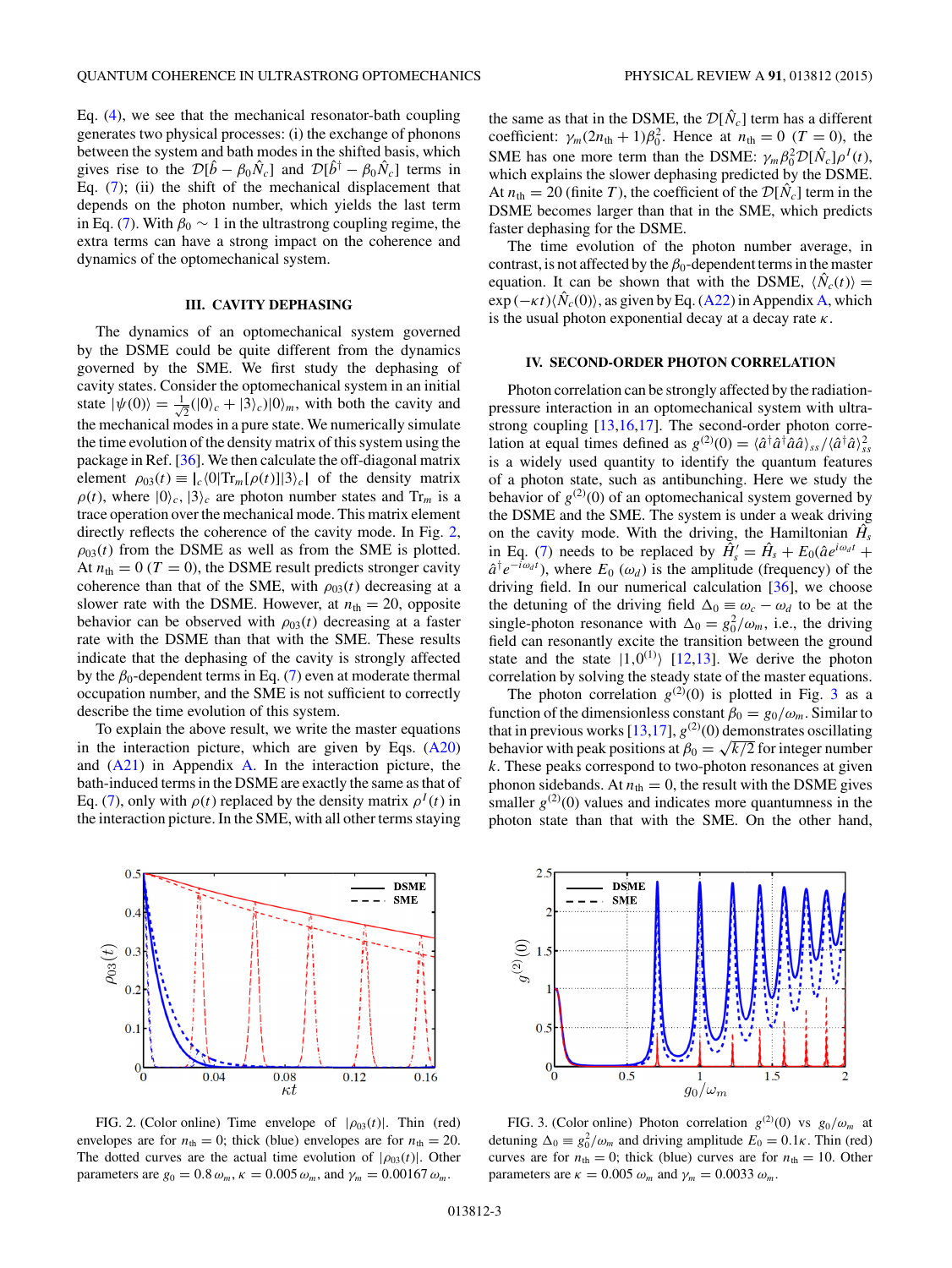Eq. (4), we see that the mechanical resonator-bath coupling generates two physical processes: (i) the exchange of phonons between the system and bath modes in the shifted basis, which gives rise to the $\mathcal{D}[\hat{b} - \beta_0 \hat{N}_c]$ and $\mathcal{D}[\hat{b}^\dagger - \beta_0 \hat{N}_c]$ terms in Eq. (7); (ii) the shift of the mechanical displacement that depends on the photon number, which yields the last term in Eq. (7). With $\beta_0 \sim 1$ in the ultrastrong coupling regime, the extra terms can have a strong impact on the coherence and dynamics of the optomechanical system.

## III. CAVITY DEPHASING

The dynamics of an optomechanical system governed by the DSME could be quite different from the dynamics governed by the SME. We first study the dephasing of cavity states. Consider the optomechanical system in an initial state $|\psi(0)\rangle = \frac{1}{\sqrt{2}}(|0\rangle_c + |3\rangle_c)|0\rangle_m$, with both the cavity and the mechanical modes in a pure state. We numerically simulate the time evolution of the density matrix of this system using the package in Ref. [36]. We then calculate the off-diagonal matrix element $\rho_{03}(t) \equiv |_c\langle 0|\mathrm{Tr}_m[\rho(t)]|3\rangle_c|$ of the density matrix $\rho(t)$, where $|0\rangle_c$, $|3\rangle_c$ are photon number states and $\mathrm{Tr}_m$ is a trace operation over the mechanical mode. This matrix element directly reflects the coherence of the cavity mode. In Fig. 2, $\rho_{03}(t)$ from the DSME as well as from the SME is plotted. At $n_{\mathrm{th}} = 0$ $(T = 0)$, the DSME result predicts stronger cavity coherence than that of the SME, with $\rho_{03}(t)$ decreasing at a slower rate with the DSME. However, at $n_{\mathrm{th}} = 20$, opposite behavior can be observed with $\rho_{03}(t)$ decreasing at a faster rate with the DSME than that with the SME. These results indicate that the dephasing of the cavity is strongly affected by the $\beta_0$-dependent terms in Eq. (7) even at moderate thermal occupation number, and the SME is not sufficient to correctly describe the time evolution of this system.

To explain the above result, we write the master equations in the interaction picture, which are given by Eqs. (A20) and (A21) in Appendix A. In the interaction picture, the bath-induced terms in the DSME are exactly the same as that of Eq. (7), only with $\rho(t)$ replaced by the density matrix $\rho^I(t)$ in the interaction picture. In the SME, with all other terms staying the same as that in the DSME, the $\mathcal{D}[\hat{N}_c]$ term has a different coefficient: $\gamma_m(2n_{\mathrm{th}} + 1)\beta_0^2$. Hence at $n_{\mathrm{th}} = 0$ $(T = 0)$, the SME has one more term than the DSME: $\gamma_m \beta_0^2 \mathcal{D}[\hat{N}_c]\rho^I(t)$, which explains the slower dephasing predicted by the DSME. At $n_{\mathrm{th}} = 20$ (finite $T$), the coefficient of the $\mathcal{D}[\hat{N}_c]$ term in the DSME becomes larger than that in the SME, which predicts faster dephasing for the DSME.

The time evolution of the photon number average, in contrast, is not affected by the $\beta_0$-dependent terms in the master equation. It can be shown that with the DSME, $\langle \hat{N}_c(t)\rangle = \exp(-\kappa t)\langle \hat{N}_c(0)\rangle$, as given by Eq. (A22) in Appendix A, which is the usual photon exponential decay at a decay rate $\kappa$.

## IV. SECOND-ORDER PHOTON CORRELATION

Photon correlation can be strongly affected by the radiation-pressure interaction in an optomechanical system with ultrastrong coupling [13,16,17]. The second-order photon correlation at equal times defined as $g^{(2)}(0) = \langle \hat{a}^\dagger \hat{a}^\dagger \hat{a}\hat{a}\rangle_{ss}/\langle \hat{a}^\dagger \hat{a}\rangle_{ss}^2$ is a widely used quantity to identify the quantum features of a photon state, such as antibunching. Here we study the behavior of $g^{(2)}(0)$ of an optomechanical system governed by the DSME and the SME. The system is under a weak driving on the cavity mode. With the driving, the Hamiltonian $\hat{H}_s$ in Eq. (7) needs to be replaced by $\hat{H}_s' = \hat{H}_s + E_0(\hat{a}e^{i\omega_d t} + \hat{a}^\dagger e^{-i\omega_d t})$, where $E_0$ $(\omega_d)$ is the amplitude (frequency) of the driving field. In our numerical calculation [36], we choose the detuning of the driving field $\Delta_0 \equiv \omega_c - \omega_d$ to be at the single-photon resonance with $\Delta_0 = g_0^2/\omega_m$, i.e., the driving field can resonantly excite the transition between the ground state and the state $|1,0^{(1)}\rangle$ [12,13]. We derive the photon correlation by solving the steady state of the master equations.

The photon correlation $g^{(2)}(0)$ is plotted in Fig. 3 as a function of the dimensionless constant $\beta_0 = g_0/\omega_m$. Similar to that in previous works [13,17], $g^{(2)}(0)$ demonstrates oscillating behavior with peak positions at $\beta_0 = \sqrt{k/2}$ for integer number $k$. These peaks correspond to two-photon resonances at given phonon sidebands. At $n_{\mathrm{th}} = 0$, the result with the DSME gives smaller $g^{(2)}(0)$ values and indicates more quantumness in the photon state than that with the SME. On the other hand,

FIG. 2. (Color online) Time envelope of $|\rho_{03}(t)|$. Thin (red) envelopes are for $n_{\mathrm{th}} = 0$; thick (blue) envelopes are for $n_{\mathrm{th}} = 20$. The dotted curves are the actual time evolution of $|\rho_{03}(t)|$. Other parameters are $g_0 = 0.8\,\omega_m$, $\kappa = 0.005\,\omega_m$, and $\gamma_m = 0.00167\,\omega_m$.

FIG. 3. (Color online) Photon correlation $g^{(2)}(0)$ vs $g_0/\omega_m$ at detuning $\Delta_0 \equiv g_0^2/\omega_m$ and driving amplitude $E_0 = 0.1\kappa$. Thin (red) curves are for $n_{\mathrm{th}} = 0$; thick (blue) curves are for $n_{\mathrm{th}} = 10$. Other parameters are $\kappa = 0.005\,\omega_m$ and $\gamma_m = 0.0033\,\omega_m$.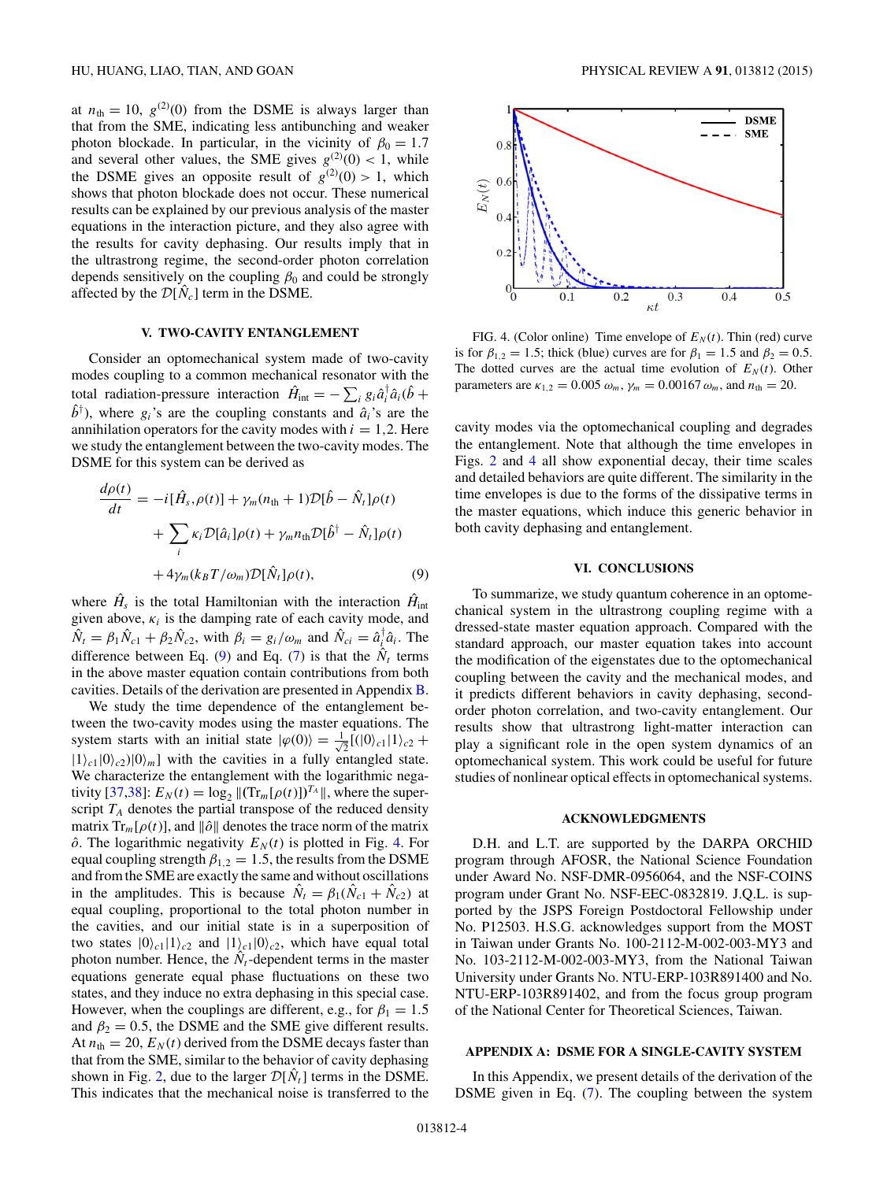at $n_{\rm th} = 10$, $g^{(2)}(0)$ from the DSME is always larger than that from the SME, indicating less antibunching and weaker photon blockade. In particular, in the vicinity of $\beta_0 = 1.7$ and several other values, the SME gives $g^{(2)}(0) < 1$, while the DSME gives an opposite result of $g^{(2)}(0) > 1$, which shows that photon blockade does not occur. These numerical results can be explained by our previous analysis of the master equations in the interaction picture, and they also agree with the results for cavity dephasing. Our results imply that in the ultrastrong regime, the second-order photon correlation depends sensitively on the coupling $\beta_0$ and could be strongly affected by the $\mathcal{D}[\hat{N}_c]$ term in the DSME.

## V. TWO-CAVITY ENTANGLEMENT

Consider an optomechanical system made of two-cavity modes coupling to a common mechanical resonator with the total radiation-pressure interaction $\hat{H}_{\rm int} = -\sum_i g_i \hat{a}_i^\dagger \hat{a}_i (\hat{b} + \hat{b}^\dagger)$, where $g_i$'s are the coupling constants and $\hat{a}_i$'s are the annihilation operators for the cavity modes with $i = 1,2$. Here we study the entanglement between the two-cavity modes. The DSME for this system can be derived as

$$\begin{aligned}\frac{d\rho(t)}{dt} &= -i[\hat{H}_s, \rho(t)] + \gamma_m(n_{\rm th}+1)\mathcal{D}[\hat{b} - \hat{N}_t]\rho(t) \\ &\quad + \sum_i \kappa_i \mathcal{D}[\hat{a}_i]\rho(t) + \gamma_m n_{\rm th}\mathcal{D}[\hat{b}^\dagger - \hat{N}_t]\rho(t) \\ &\quad + 4\gamma_m (k_B T/\omega_m)\mathcal{D}[\hat{N}_t]\rho(t), \qquad (9)\end{aligned}$$

where $\hat{H}_s$ is the total Hamiltonian with the interaction $\hat{H}_{\rm int}$ given above, $\kappa_i$ is the damping rate of each cavity mode, and $\hat{N}_t = \beta_1 \hat{N}_{c1} + \beta_2 \hat{N}_{c2}$, with $\beta_i = g_i/\omega_m$ and $\hat{N}_{ci} = \hat{a}_i^\dagger \hat{a}_i$. The difference between Eq. (9) and Eq. (7) is that the $\hat{N}_t$ terms in the above master equation contain contributions from both cavities. Details of the derivation are presented in Appendix B.

We study the time dependence of the entanglement between the two-cavity modes using the master equations. The system starts with an initial state $|\varphi(0)\rangle = \frac{1}{\sqrt{2}}[(|0\rangle_{c1}|1\rangle_{c2} + |1\rangle_{c1}|0\rangle_{c2})|0\rangle_m]$ with the cavities in a fully entangled state. We characterize the entanglement with the logarithmic negativity [37,38]: $E_N(t) = \log_2 \|(\mathrm{Tr}_m[\rho(t)])^{T_A}\|$, where the superscript $T_A$ denotes the partial transpose of the reduced density matrix $\mathrm{Tr}_m[\rho(t)]$, and $\|\hat{o}\|$ denotes the trace norm of the matrix $\hat{o}$. The logarithmic negativity $E_N(t)$ is plotted in Fig. 4. For equal coupling strength $\beta_{1,2} = 1.5$, the results from the DSME and from the SME are exactly the same and without oscillations in the amplitudes. This is because $\hat{N}_t = \beta_1(\hat{N}_{c1} + \hat{N}_{c2})$ at equal coupling, proportional to the total photon number in the cavities, and our initial state is in a superposition of two states $|0\rangle_{c1}|1\rangle_{c2}$ and $|1\rangle_{c1}|0\rangle_{c2}$, which have equal total photon number. Hence, the $\hat{N}_t$-dependent terms in the master equations generate equal phase fluctuations on these two states, and they induce no extra dephasing in this special case. However, when the couplings are different, e.g., for $\beta_1 = 1.5$ and $\beta_2 = 0.5$, the DSME and the SME give different results. At $n_{\rm th} = 20$, $E_N(t)$ derived from the DSME decays faster than that from the SME, similar to the behavior of cavity dephasing shown in Fig. 2, due to the larger $\mathcal{D}[\hat{N}_t]$ terms in the DSME. This indicates that the mechanical noise is transferred to the cavity modes via the optomechanical coupling and degrades the entanglement. Note that although the time envelopes in Figs. 2 and 4 all show exponential decay, their time scales and detailed behaviors are quite different. The similarity in the time envelopes is due to the forms of the dissipative terms in the master equations, which induce this generic behavior in both cavity dephasing and entanglement.

FIG. 4. (Color online) Time envelope of $E_N(t)$. Thin (red) curve is for $\beta_{1,2} = 1.5$; thick (blue) curves are for $\beta_1 = 1.5$ and $\beta_2 = 0.5$. The dotted curves are the actual time evolution of $E_N(t)$. Other parameters are $\kappa_{1,2} = 0.005\,\omega_m$, $\gamma_m = 0.00167\,\omega_m$, and $n_{\rm th} = 20$.

## VI. CONCLUSIONS

To summarize, we study quantum coherence in an optomechanical system in the ultrastrong coupling regime with a dressed-state master equation approach. Compared with the standard approach, our master equation takes into account the modification of the eigenstates due to the optomechanical coupling between the cavity and the mechanical modes, and it predicts different behaviors in cavity dephasing, second-order photon correlation, and two-cavity entanglement. Our results show that ultrastrong light-matter interaction can play a significant role in the open system dynamics of an optomechanical system. This work could be useful for future studies of nonlinear optical effects in optomechanical systems.

## ACKNOWLEDGMENTS

D.H. and L.T. are supported by the DARPA ORCHID program through AFOSR, the National Science Foundation under Award No. NSF-DMR-0956064, and the NSF-COINS program under Grant No. NSF-EEC-0832819. J.Q.L. is supported by the JSPS Foreign Postdoctoral Fellowship under No. P12503. H.S.G. acknowledges support from the MOST in Taiwan under Grants No. 100-2112-M-002-003-MY3 and No. 103-2112-M-002-003-MY3, from the National Taiwan University under Grants No. NTU-ERP-103R891400 and No. NTU-ERP-103R891402, and from the focus group program of the National Center for Theoretical Sciences, Taiwan.

## APPENDIX A: DSME FOR A SINGLE-CAVITY SYSTEM

In this Appendix, we present details of the derivation of the DSME given in Eq. (7). The coupling between the system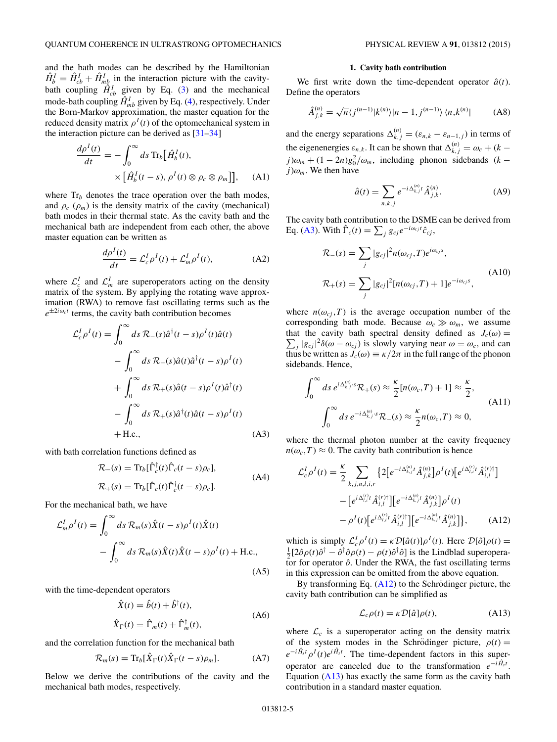and the bath modes can be described by the Hamiltonian $\hat{H}_b^I = \hat{H}_{cb}^I + \hat{H}_{mb}^I$ in the interaction picture with the cavity-bath coupling $\hat{H}_{cb}^I$ given by Eq. (3) and the mechanical mode-bath coupling $\hat{H}_{mb}^I$ given by Eq. (4), respectively. Under the Born-Markov approximation, the master equation for the reduced density matrix $\rho^I(t)$ of the optomechanical system in the interaction picture can be derived as [31–34]

$$\frac{d\rho^I(t)}{dt} = -\int_0^\infty ds\, \mathrm{Tr}_b\big[\hat{H}_b^I(t), \times \big[\hat{H}_b^I(t-s), \rho^I(t)\otimes\rho_c\otimes\rho_m\big]\big], \tag{A1}$$

where $\mathrm{Tr}_b$ denotes the trace operation over the bath modes, and $\rho_c$ ($\rho_m$) is the density matrix of the cavity (mechanical) bath modes in their thermal state. As the cavity bath and the mechanical bath are independent from each other, the above master equation can be written as

$$\frac{d\rho^I(t)}{dt} = \mathcal{L}_c^I\rho^I(t) + \mathcal{L}_m^I\rho^I(t), \tag{A2}$$

where $\mathcal{L}_c^I$ and $\mathcal{L}_m^I$ are superoperators acting on the density matrix of the system. By applying the rotating wave approximation (RWA) to remove fast oscillating terms such as the $e^{\pm 2i\omega_c t}$ terms, the cavity bath contribution becomes

$$\begin{aligned}
\mathcal{L}_c^I\rho^I(t) = &\int_0^\infty ds\, \mathcal{R}_-(s)\hat{a}^\dagger(t-s)\rho^I(t)\hat{a}(t) \\
&- \int_0^\infty ds\, \mathcal{R}_-(s)\hat{a}(t)\hat{a}^\dagger(t-s)\rho^I(t) \\
&+ \int_0^\infty ds\, \mathcal{R}_+(s)\hat{a}(t-s)\rho^I(t)\hat{a}^\dagger(t) \\
&- \int_0^\infty ds\, \mathcal{R}_+(s)\hat{a}^\dagger(t)\hat{a}(t-s)\rho^I(t) \\
&+ \mathrm{H.c.},
\end{aligned} \tag{A3}$$

with bath correlation functions defined as

$$\begin{aligned}
\mathcal{R}_-(s) &= \mathrm{Tr}_b[\hat{\Gamma}_c^\dagger(t)\hat{\Gamma}_c(t-s)\rho_c], \\
\mathcal{R}_+(s) &= \mathrm{Tr}_b[\hat{\Gamma}_c(t)\hat{\Gamma}_c^\dagger(t-s)\rho_c].
\end{aligned} \tag{A4}$$

For the mechanical bath, we have

$$\begin{aligned}
\mathcal{L}_m^I\rho^I(t) = &\int_0^\infty ds\, \mathcal{R}_m(s)\hat{X}(t-s)\rho^I(t)\hat{X}(t) \\
&- \int_0^\infty ds\, \mathcal{R}_m(s)\hat{X}(t)\hat{X}(t-s)\rho^I(t) + \mathrm{H.c.},
\end{aligned} \tag{A5}$$

with the time-dependent operators

$$\begin{aligned}
\hat{X}(t) &= \hat{b}(t) + \hat{b}^\dagger(t), \\
\hat{X}_\Gamma(t) &= \hat{\Gamma}_m(t) + \hat{\Gamma}_m^\dagger(t),
\end{aligned} \tag{A6}$$

and the correlation function for the mechanical bath

$$\mathcal{R}_m(s) = \mathrm{Tr}_b[\hat{X}_\Gamma(t)\hat{X}_\Gamma(t-s)\rho_m]. \tag{A7}$$

Below we derive the contributions of the cavity and the mechanical bath modes, respectively.

#### 1. Cavity bath contribution

We first write down the time-dependent operator $\hat{a}(t)$. Define the operators

$$\hat{A}_{j,k}^{(n)} = \sqrt{n}\langle j^{(n-1)}|k^{(n)}\rangle|n-1, j^{(n-1)}\rangle\langle n, k^{(n)}| \tag{A8}$$

and the energy separations $\Delta_{k,j}^{(n)} = (\varepsilon_{n,k} - \varepsilon_{n-1,j})$ in terms of the eigenenergies $\varepsilon_{n,k}$. It can be shown that $\Delta_{k,j}^{(n)} = \omega_c + (k-j)\omega_m + (1-2n)g_0^2/\omega_m$, including phonon sidebands $(k-j)\omega_m$. We then have

$$\hat{a}(t) = \sum_{n,k,j} e^{-i\Delta_{k,j}^{(n)}t}\hat{A}_{j,k}^{(n)}. \tag{A9}$$

The cavity bath contribution to the DSME can be derived from Eq. (A3). With $\hat{\Gamma}_c(t) = \sum_j g_{cj}e^{-i\omega_{cj}t}\hat{c}_{cj}$,

$$\begin{aligned}
\mathcal{R}_-(s) &= \sum_j |g_{cj}|^2 n(\omega_{cj},T)e^{i\omega_{cj}s}, \\
\mathcal{R}_+(s) &= \sum_j |g_{cj}|^2 [n(\omega_{cj},T)+1]e^{-i\omega_{cj}s},
\end{aligned} \tag{A10}$$

where $n(\omega_{cj},T)$ is the average occupation number of the corresponding bath mode. Because $\omega_c \gg \omega_m$, we assume that the cavity bath spectral density defined as $J_c(\omega) = \sum_j |g_{cj}|^2\delta(\omega - \omega_{cj})$ is slowly varying near $\omega = \omega_c$, and can thus be written as $J_c(\omega) \equiv \kappa/2\pi$ in the full range of the phonon sidebands. Hence,

$$\begin{aligned}
\int_0^\infty ds\, e^{i\Delta_{k,j}^{(n)}\cdot s}\mathcal{R}_+(s) &\approx \frac{\kappa}{2}[n(\omega_c,T)+1] \approx \frac{\kappa}{2}, \\
\int_0^\infty ds\, e^{-i\Delta_{k,j}^{(n)}\cdot s}\mathcal{R}_-(s) &\approx \frac{\kappa}{2}n(\omega_c,T) \approx 0,
\end{aligned} \tag{A11}$$

where the thermal photon number at the cavity frequency $n(\omega_c,T) \approx 0$. The cavity bath contribution is hence

$$\begin{aligned}
\mathcal{L}_c^I\rho^I(t) = \frac{\kappa}{2}\sum_{k,j,n,l,i,r}\big\{&2\big[e^{-i\Delta_{k,j}^{(n)}t}\hat{A}_{j,k}^{(n)}\big]\rho^I(t)\big[e^{i\Delta_{l,i}^{(r)}t}\hat{A}_{i,l}^{(r)\dagger}\big] \\
&- \big[e^{i\Delta_{l,i}^{(r)}t}\hat{A}_{i,l}^{(r)\dagger}\big]\big[e^{-i\Delta_{k,j}^{(n)}t}\hat{A}_{j,k}^{(n)}\big]\rho^I(t) \\
&- \rho^I(t)\big[e^{i\Delta_{l,i}^{(r)}t}\hat{A}_{i,l}^{(r)\dagger}\big]\big[e^{-i\Delta_{k,j}^{(n)}t}\hat{A}_{j,k}^{(n)}\big]\big\},
\end{aligned} \tag{A12}$$

which is simply $\mathcal{L}_c^I\rho^I(t) = \kappa\mathcal{D}[\hat{a}(t)]\rho^I(t)$. Here $\mathcal{D}[\hat{o}]\rho(t) = \frac{1}{2}[2\hat{o}\rho(t)\hat{o}^\dagger - \hat{o}^\dagger\hat{o}\rho(t) - \rho(t)\hat{o}^\dagger\hat{o}]$ is the Lindblad superoperator for operator $\hat{o}$. Under the RWA, the fast oscillating terms in this expression can be omitted from the above equation.

By transforming Eq. (A12) to the Schrödinger picture, the cavity bath contribution can be simplified as

$$\mathcal{L}_c\rho(t) = \kappa\mathcal{D}[\hat{a}]\rho(t), \tag{A13}$$

where $\mathcal{L}_c$ is a superoperator acting on the density matrix of the system modes in the Schrödinger picture, $\rho(t) = e^{-i\hat{H}_s t}\rho^I(t)e^{i\hat{H}_s t}$. The time-dependent factors in this superoperator are canceled due to the transformation $e^{-i\hat{H}_s t}$. Equation (A13) has exactly the same form as the cavity bath contribution in a standard master equation.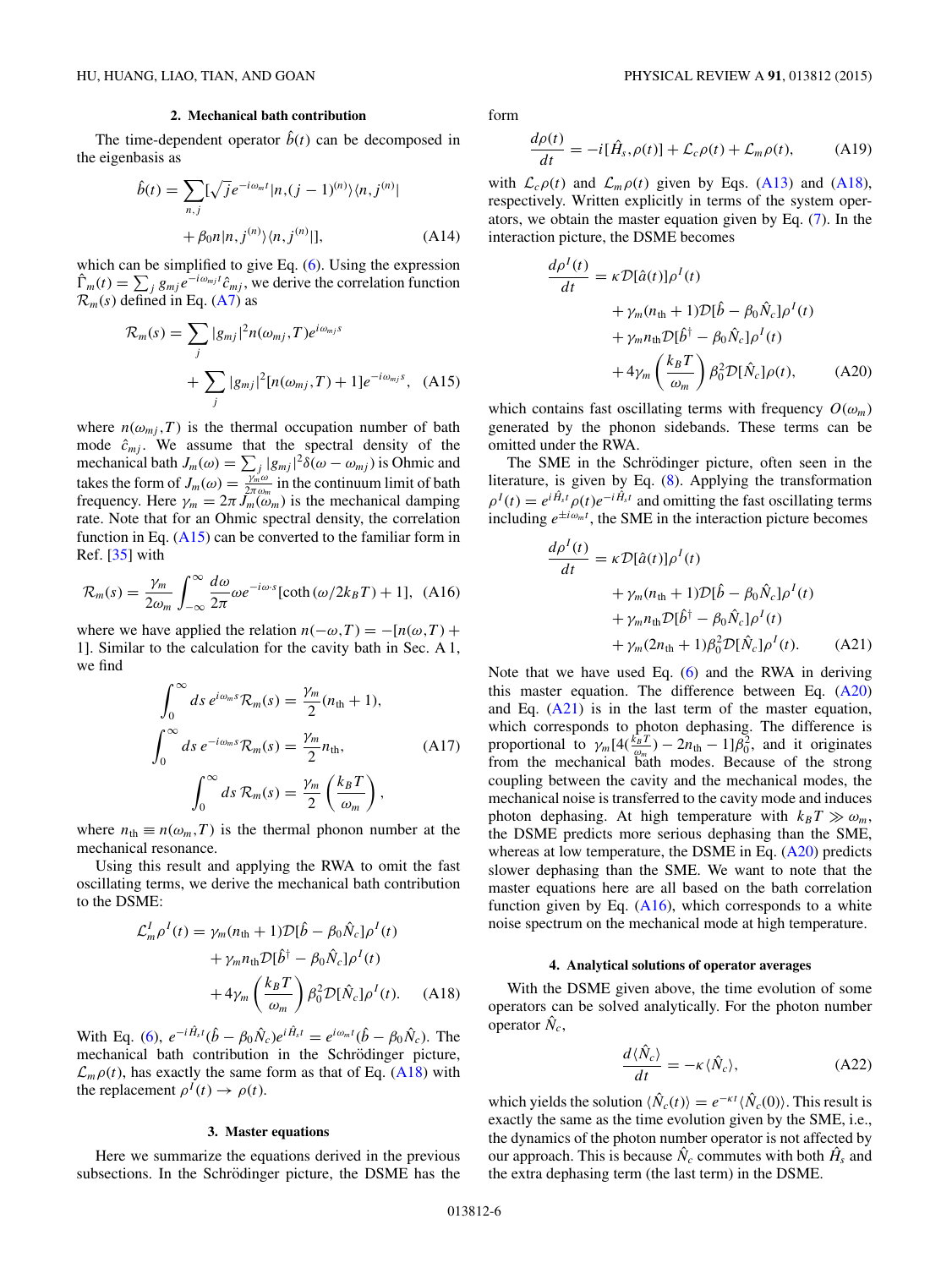### 2. Mechanical bath contribution

The time-dependent operator $\hat{b}(t)$ can be decomposed in the eigenbasis as

$$\hat{b}(t) = \sum_{n,j} [\sqrt{j} e^{-i\omega_m t} |n,(j-1)^{(n)}\rangle\langle n, j^{(n)}| + \beta_0 n |n, j^{(n)}\rangle\langle n, j^{(n)}|], \tag{A14}$$

which can be simplified to give Eq. (6). Using the expression $\hat{\Gamma}_m(t) = \sum_j g_{mj} e^{-i\omega_{mj} t} \hat{c}_{mj}$, we derive the correlation function $\mathcal{R}_m(s)$ defined in Eq. (A7) as

$$\mathcal{R}_m(s) = \sum_j |g_{mj}|^2 n(\omega_{mj},T) e^{i\omega_{mj}s} + \sum_j |g_{mj}|^2 [n(\omega_{mj},T)+1] e^{-i\omega_{mj}s}, \tag{A15}$$

where $n(\omega_{mj},T)$ is the thermal occupation number of bath mode $\hat{c}_{mj}$. We assume that the spectral density of the mechanical bath $J_m(\omega) = \sum_j |g_{mj}|^2 \delta(\omega - \omega_{mj})$ is Ohmic and takes the form of $J_m(\omega) = \frac{\gamma_m \omega}{2\pi\omega_m}$ in the continuum limit of bath frequency. Here $\gamma_m = 2\pi J_m(\omega_m)$ is the mechanical damping rate. Note that for an Ohmic spectral density, the correlation function in Eq. (A15) can be converted to the familiar form in Ref. [35] with

$$\mathcal{R}_m(s) = \frac{\gamma_m}{2\omega_m} \int_{-\infty}^{\infty} \frac{d\omega}{2\pi} \omega e^{-i\omega s} [\coth(\omega/2k_B T) + 1], \tag{A16}$$

where we have applied the relation $n(-\omega,T) = -[n(\omega,T)+1]$. Similar to the calculation for the cavity bath in Sec. A 1, we find

$$\int_0^\infty ds\, e^{i\omega_m s} \mathcal{R}_m(s) = \frac{\gamma_m}{2}(n_{\text{th}}+1),$$
$$\int_0^\infty ds\, e^{-i\omega_m s} \mathcal{R}_m(s) = \frac{\gamma_m}{2} n_{\text{th}}, \tag{A17}$$
$$\int_0^\infty ds\, \mathcal{R}_m(s) = \frac{\gamma_m}{2}\left(\frac{k_B T}{\omega_m}\right),$$

where $n_{\text{th}} \equiv n(\omega_m, T)$ is the thermal phonon number at the mechanical resonance.

Using this result and applying the RWA to omit the fast oscillating terms, we derive the mechanical bath contribution to the DSME:

$$\mathcal{L}_m^I \rho^I(t) = \gamma_m(n_{\text{th}}+1)\mathcal{D}[\hat{b} - \beta_0 \hat{N}_c]\rho^I(t) + \gamma_m n_{\text{th}} \mathcal{D}[\hat{b}^\dagger - \beta_0 \hat{N}_c]\rho^I(t) + 4\gamma_m \left(\frac{k_B T}{\omega_m}\right) \beta_0^2 \mathcal{D}[\hat{N}_c]\rho^I(t). \tag{A18}$$

With Eq. (6), $e^{-i\hat{H}_s t}(\hat{b} - \beta_0 \hat{N}_c) e^{i\hat{H}_s t} = e^{i\omega_m t}(\hat{b} - \beta_0 \hat{N}_c)$. The mechanical bath contribution in the Schrödinger picture, $\mathcal{L}_m \rho(t)$, has exactly the same form as that of Eq. (A18) with the replacement $\rho^I(t) \to \rho(t)$.

### 3. Master equations

Here we summarize the equations derived in the previous subsections. In the Schrödinger picture, the DSME has the form

$$\frac{d\rho(t)}{dt} = -i[\hat{H}_s, \rho(t)] + \mathcal{L}_c \rho(t) + \mathcal{L}_m \rho(t), \tag{A19}$$

with $\mathcal{L}_c \rho(t)$ and $\mathcal{L}_m \rho(t)$ given by Eqs. (A13) and (A18), respectively. Written explicitly in terms of the system operators, we obtain the master equation given by Eq. (7). In the interaction picture, the DSME becomes

$$\frac{d\rho^I(t)}{dt} = \kappa \mathcal{D}[\hat{a}(t)]\rho^I(t) + \gamma_m(n_{\text{th}}+1)\mathcal{D}[\hat{b} - \beta_0 \hat{N}_c]\rho^I(t) + \gamma_m n_{\text{th}} \mathcal{D}[\hat{b}^\dagger - \beta_0 \hat{N}_c]\rho^I(t) + 4\gamma_m \left(\frac{k_B T}{\omega_m}\right) \beta_0^2 \mathcal{D}[\hat{N}_c]\rho(t), \tag{A20}$$

which contains fast oscillating terms with frequency $O(\omega_m)$ generated by the phonon sidebands. These terms can be omitted under the RWA.

The SME in the Schrödinger picture, often seen in the literature, is given by Eq. (8). Applying the transformation $\rho^I(t) = e^{i\hat{H}_s t}\rho(t) e^{-i\hat{H}_s t}$ and omitting the fast oscillating terms including $e^{\pm i\omega_m t}$, the SME in the interaction picture becomes

$$\frac{d\rho^I(t)}{dt} = \kappa \mathcal{D}[\hat{a}(t)]\rho^I(t) + \gamma_m(n_{\text{th}}+1)\mathcal{D}[\hat{b} - \beta_0 \hat{N}_c]\rho^I(t) + \gamma_m n_{\text{th}} \mathcal{D}[\hat{b}^\dagger - \beta_0 \hat{N}_c]\rho^I(t) + \gamma_m(2n_{\text{th}}+1)\beta_0^2 \mathcal{D}[\hat{N}_c]\rho^I(t). \tag{A21}$$

Note that we have used Eq. (6) and the RWA in deriving this master equation. The difference between Eq. (A20) and Eq. (A21) is in the last term of the master equation, which corresponds to photon dephasing. The difference is proportional to $\gamma_m[4(\frac{k_B T}{\omega_m}) - 2n_{\text{th}} - 1]\beta_0^2$, and it originates from the mechanical bath modes. Because of the strong coupling between the cavity and the mechanical modes, the mechanical noise is transferred to the cavity mode and induces photon dephasing. At high temperature with $k_B T \gg \omega_m$, the DSME predicts more serious dephasing than the SME, whereas at low temperature, the DSME in Eq. (A20) predicts slower dephasing than the SME. We want to note that the master equations here are all based on the bath correlation function given by Eq. (A16), which corresponds to a white noise spectrum on the mechanical mode at high temperature.

### 4. Analytical solutions of operator averages

With the DSME given above, the time evolution of some operators can be solved analytically. For the photon number operator $\hat{N}_c$,

$$\frac{d\langle \hat{N}_c \rangle}{dt} = -\kappa \langle \hat{N}_c \rangle, \tag{A22}$$

which yields the solution $\langle \hat{N}_c(t) \rangle = e^{-\kappa t}\langle \hat{N}_c(0) \rangle$. This result is exactly the same as the time evolution given by the SME, i.e., the dynamics of the photon number operator is not affected by our approach. This is because $\hat{N}_c$ commutes with both $\hat{H}_s$ and the extra dephasing term (the last term) in the DSME.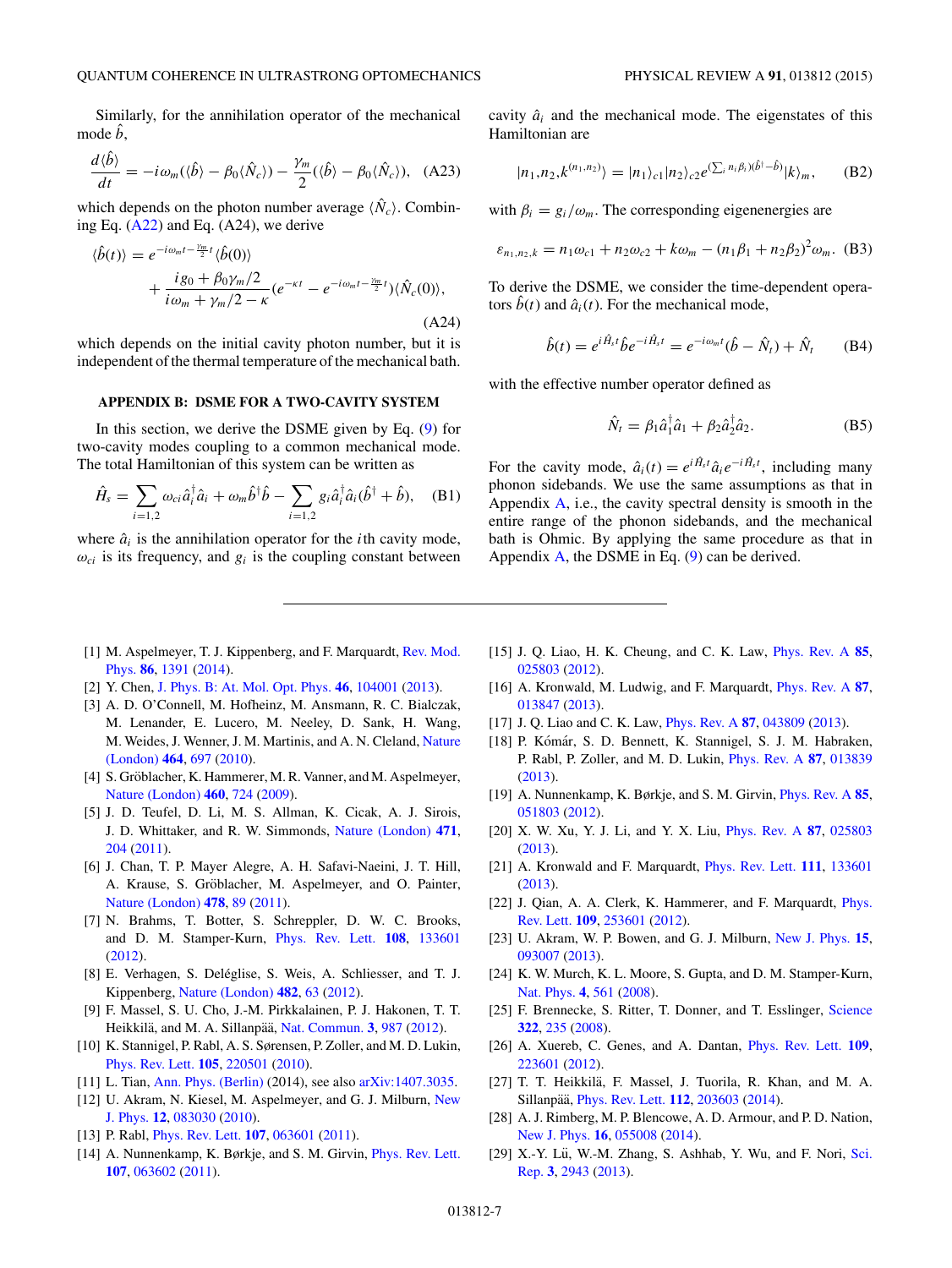Similarly, for the annihilation operator of the mechanical mode $\hat{b}$,

$$\frac{d\langle\hat{b}\rangle}{dt} = -i\omega_m(\langle\hat{b}\rangle - \beta_0\langle\hat{N}_c\rangle) - \frac{\gamma_m}{2}(\langle\hat{b}\rangle - \beta_0\langle\hat{N}_c\rangle), \quad \text{(A23)}$$

which depends on the photon number average $\langle\hat{N}_c\rangle$. Combining Eq. (A22) and Eq. (A24), we derive

$$\langle\hat{b}(t)\rangle = e^{-i\omega_m t - \frac{\gamma_m}{2}t}\langle\hat{b}(0)\rangle + \frac{ig_0 + \beta_0\gamma_m/2}{i\omega_m + \gamma_m/2 - \kappa}(e^{-\kappa t} - e^{-i\omega_m t - \frac{\gamma_m}{2}t})\langle\hat{N}_c(0)\rangle, \quad \text{(A24)}$$

which depends on the initial cavity photon number, but it is independent of the thermal temperature of the mechanical bath.

## APPENDIX B: DSME FOR A TWO-CAVITY SYSTEM

In this section, we derive the DSME given by Eq. (9) for two-cavity modes coupling to a common mechanical mode. The total Hamiltonian of this system can be written as

$$\hat{H}_s = \sum_{i=1,2}\omega_{ci}\hat{a}_i^\dagger\hat{a}_i + \omega_m\hat{b}^\dagger\hat{b} - \sum_{i=1,2}g_i\hat{a}_i^\dagger\hat{a}_i(\hat{b}^\dagger + \hat{b}), \quad \text{(B1)}$$

where $\hat{a}_i$ is the annihilation operator for the $i$th cavity mode, $\omega_{ci}$ is its frequency, and $g_i$ is the coupling constant between cavity $\hat{a}_i$ and the mechanical mode. The eigenstates of this Hamiltonian are

$$|n_1,n_2,k^{(n_1,n_2)}\rangle = |n_1\rangle_{c1}|n_2\rangle_{c2}e^{(\sum_i n_i\beta_i)(\hat{b}^\dagger - \hat{b})}|k\rangle_m, \quad \text{(B2)}$$

with $\beta_i = g_i/\omega_m$. The corresponding eigenenergies are

$$\varepsilon_{n_1,n_2,k} = n_1\omega_{c1} + n_2\omega_{c2} + k\omega_m - (n_1\beta_1 + n_2\beta_2)^2\omega_m. \quad \text{(B3)}$$

To derive the DSME, we consider the time-dependent operators $\hat{b}(t)$ and $\hat{a}_i(t)$. For the mechanical mode,

$$\hat{b}(t) = e^{i\hat{H}_s t}\hat{b}e^{-i\hat{H}_s t} = e^{-i\omega_m t}(\hat{b} - \hat{N}_t) + \hat{N}_t \quad \text{(B4)}$$

with the effective number operator defined as

$$\hat{N}_t = \beta_1\hat{a}_1^\dagger\hat{a}_1 + \beta_2\hat{a}_2^\dagger\hat{a}_2. \quad \text{(B5)}$$

For the cavity mode, $\hat{a}_i(t) = e^{i\hat{H}_s t}\hat{a}_i e^{-i\hat{H}_s t}$, including many phonon sidebands. We use the same assumptions as that in Appendix A, i.e., the cavity spectral density is smooth in the entire range of the phonon sidebands, and the mechanical bath is Ohmic. By applying the same procedure as that in Appendix A, the DSME in Eq. (9) can be derived.

---

[1] M. Aspelmeyer, T. J. Kippenberg, and F. Marquardt, Rev. Mod. Phys. **86**, 1391 (2014).

[2] Y. Chen, J. Phys. B: At. Mol. Opt. Phys. **46**, 104001 (2013).

[3] A. D. O'Connell, M. Hofheinz, M. Ansmann, R. C. Bialczak, M. Lenander, E. Lucero, M. Neeley, D. Sank, H. Wang, M. Weides, J. Wenner, J. M. Martinis, and A. N. Cleland, Nature (London) **464**, 697 (2010).

[4] S. Gröblacher, K. Hammerer, M. R. Vanner, and M. Aspelmeyer, Nature (London) **460**, 724 (2009).

[5] J. D. Teufel, D. Li, M. S. Allman, K. Cicak, A. J. Sirois, J. D. Whittaker, and R. W. Simmonds, Nature (London) **471**, 204 (2011).

[6] J. Chan, T. P. Mayer Alegre, A. H. Safavi-Naeini, J. T. Hill, A. Krause, S. Gröblacher, M. Aspelmeyer, and O. Painter, Nature (London) **478**, 89 (2011).

[7] N. Brahms, T. Botter, S. Schreppler, D. W. C. Brooks, and D. M. Stamper-Kurn, Phys. Rev. Lett. **108**, 133601 (2012).

[8] E. Verhagen, S. Deléglise, S. Weis, A. Schliesser, and T. J. Kippenberg, Nature (London) **482**, 63 (2012).

[9] F. Massel, S. U. Cho, J.-M. Pirkkalainen, P. J. Hakonen, T. T. Heikkilä, and M. A. Sillanpää, Nat. Commun. **3**, 987 (2012).

[10] K. Stannigel, P. Rabl, A. S. Sørensen, P. Zoller, and M. D. Lukin, Phys. Rev. Lett. **105**, 220501 (2010).

[11] L. Tian, Ann. Phys. (Berlin) (2014), see also arXiv:1407.3035.

[12] U. Akram, N. Kiesel, M. Aspelmeyer, and G. J. Milburn, New J. Phys. **12**, 083030 (2010).

[13] P. Rabl, Phys. Rev. Lett. **107**, 063601 (2011).

[14] A. Nunnenkamp, K. Børkje, and S. M. Girvin, Phys. Rev. Lett. **107**, 063602 (2011).

[15] J. Q. Liao, H. K. Cheung, and C. K. Law, Phys. Rev. A **85**, 025803 (2012).

[16] A. Kronwald, M. Ludwig, and F. Marquardt, Phys. Rev. A **87**, 013847 (2013).

[17] J. Q. Liao and C. K. Law, Phys. Rev. A **87**, 043809 (2013).

[18] P. Kómár, S. D. Bennett, K. Stannigel, S. J. M. Habraken, P. Rabl, P. Zoller, and M. D. Lukin, Phys. Rev. A **87**, 013839 (2013).

[19] A. Nunnenkamp, K. Børkje, and S. M. Girvin, Phys. Rev. A **85**, 051803 (2012).

[20] X. W. Xu, Y. J. Li, and Y. X. Liu, Phys. Rev. A **87**, 025803 (2013).

[21] A. Kronwald and F. Marquardt, Phys. Rev. Lett. **111**, 133601 (2013).

[22] J. Qian, A. A. Clerk, K. Hammerer, and F. Marquardt, Phys. Rev. Lett. **109**, 253601 (2012).

[23] U. Akram, W. P. Bowen, and G. J. Milburn, New J. Phys. **15**, 093007 (2013).

[24] K. W. Murch, K. L. Moore, S. Gupta, and D. M. Stamper-Kurn, Nat. Phys. **4**, 561 (2008).

[25] F. Brennecke, S. Ritter, T. Donner, and T. Esslinger, Science **322**, 235 (2008).

[26] A. Xuereb, C. Genes, and A. Dantan, Phys. Rev. Lett. **109**, 223601 (2012).

[27] T. T. Heikkilä, F. Massel, J. Tuorila, R. Khan, and M. A. Sillanpää, Phys. Rev. Lett. **112**, 203603 (2014).

[28] A. J. Rimberg, M. P. Blencowe, A. D. Armour, and P. D. Nation, New J. Phys. **16**, 055008 (2014).

[29] X.-Y. Lü, W.-M. Zhang, S. Ashhab, Y. Wu, and F. Nori, Sci. Rep. **3**, 2943 (2013).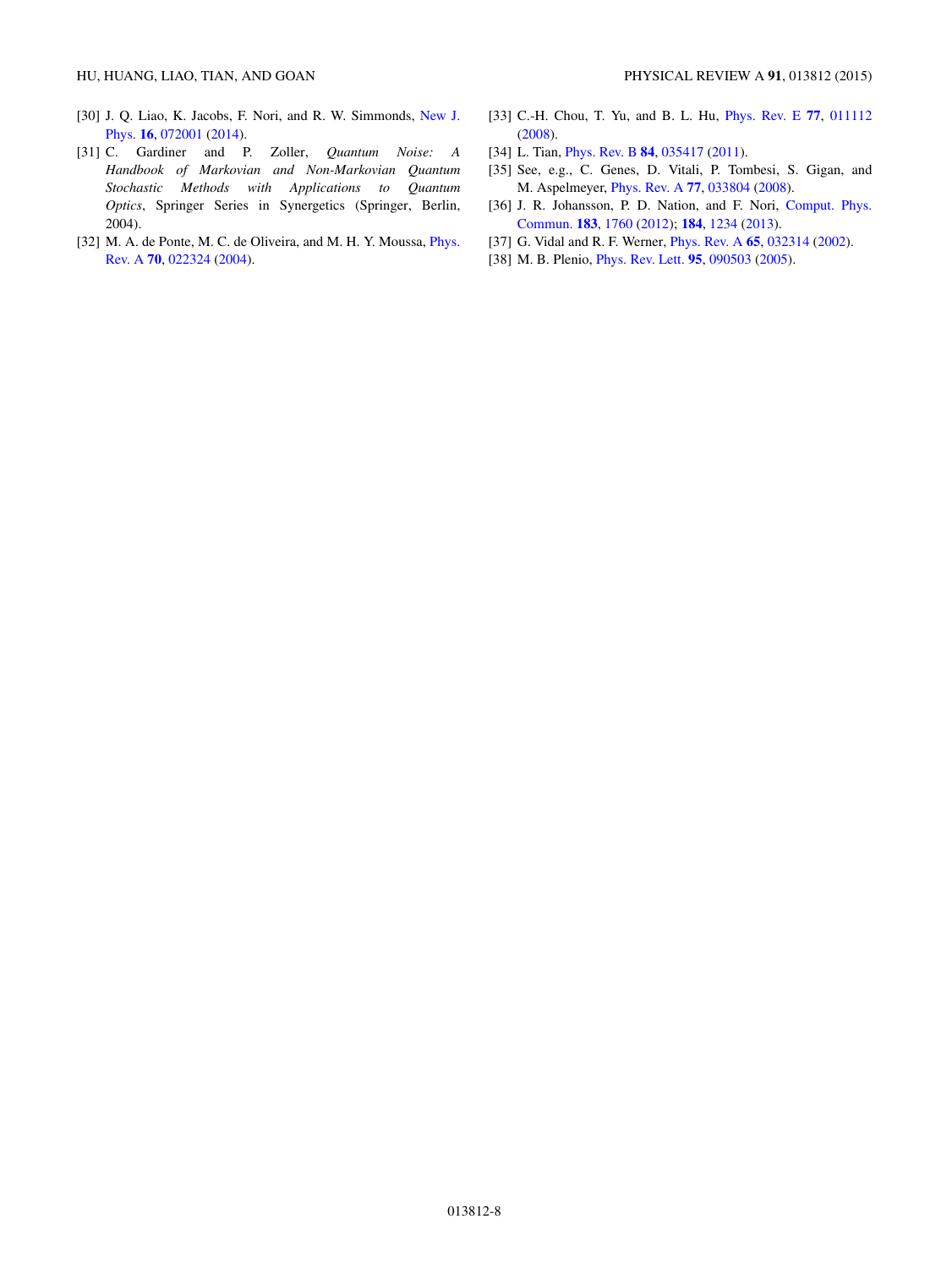[30] J. Q. Liao, K. Jacobs, F. Nori, and R. W. Simmonds, New J. Phys. **16**, 072001 (2014).

[31] C. Gardiner and P. Zoller, *Quantum Noise: A Handbook of Markovian and Non-Markovian Quantum Stochastic Methods with Applications to Quantum Optics*, Springer Series in Synergetics (Springer, Berlin, 2004).

[32] M. A. de Ponte, M. C. de Oliveira, and M. H. Y. Moussa, Phys. Rev. A **70**, 022324 (2004).

[33] C.-H. Chou, T. Yu, and B. L. Hu, Phys. Rev. E **77**, 011112 (2008).

[34] L. Tian, Phys. Rev. B **84**, 035417 (2011).

[35] See, e.g., C. Genes, D. Vitali, P. Tombesi, S. Gigan, and M. Aspelmeyer, Phys. Rev. A **77**, 033804 (2008).

[36] J. R. Johansson, P. D. Nation, and F. Nori, Comput. Phys. Commun. **183**, 1760 (2012); **184**, 1234 (2013).

[37] G. Vidal and R. F. Werner, Phys. Rev. A **65**, 032314 (2002).

[38] M. B. Plenio, Phys. Rev. Lett. **95**, 090503 (2005).